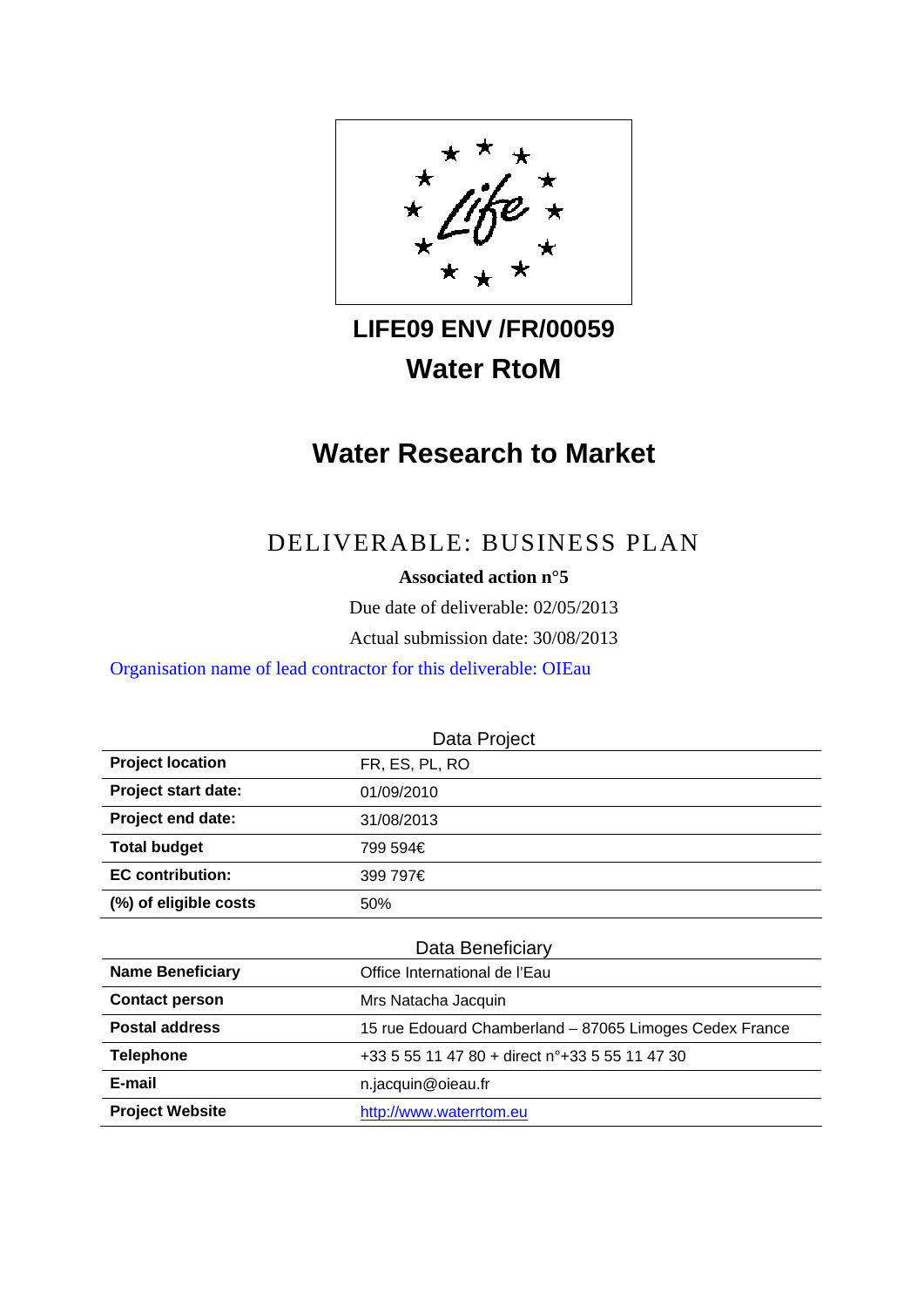# LIFE09 ENV /FR/00059

# Water RtoM

# Water Research to Market

## DELIVERABLE: BUSINESS PLAN

**Associated action n°5**

Due date of deliverable: 02/05/2013

Actual submission date: 30/08/2013

Organisation name of lead contractor for this deliverable: OIEau

| Data Project | |
|---|---|
| **Project location** | FR, ES, PL, RO |
| **Project start date:** | 01/09/2010 |
| **Project end date:** | 31/08/2013 |
| **Total budget** | 799 594€ |
| **EC contribution:** | 399 797€ |
| **(%) of eligible costs** | 50% |

| Data Beneficiary | |
|---|---|
| **Name Beneficiary** | Office International de l'Eau |
| **Contact person** | Mrs Natacha Jacquin |
| **Postal address** | 15 rue Edouard Chamberland – 87065 Limoges Cedex France |
| **Telephone** | +33 5 55 11 47 80 + direct n°+33 5 55 11 47 30 |
| **E-mail** | n.jacquin@oieau.fr |
| **Project Website** | http://www.waterrtom.eu |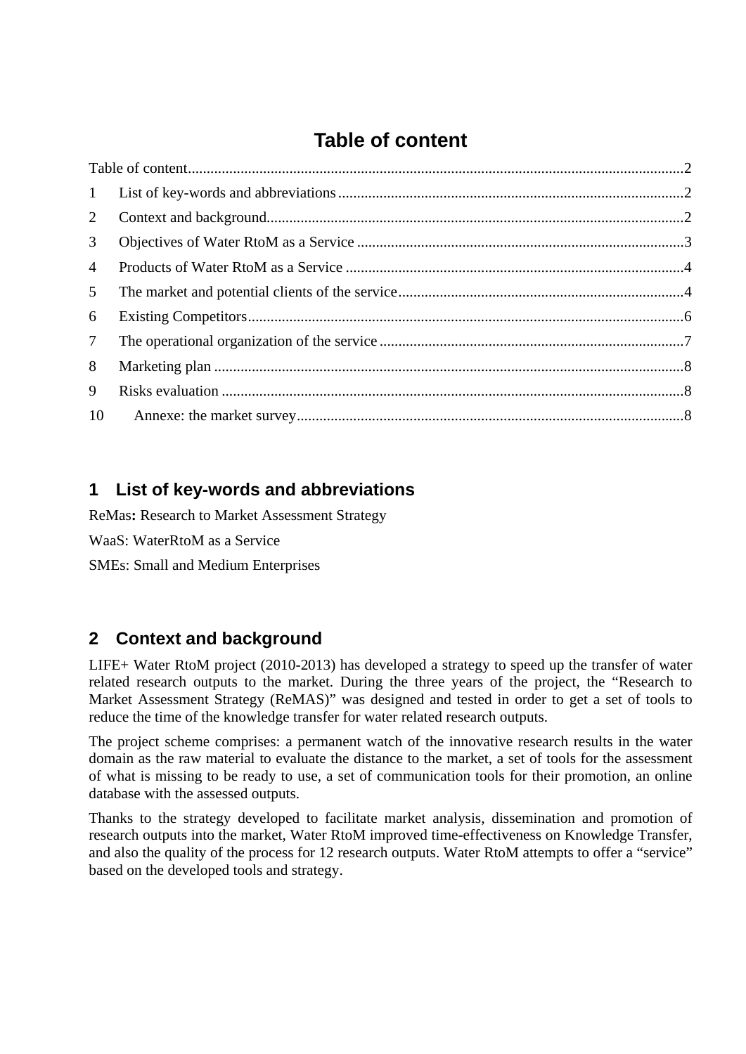# Table of content

Table of content ........................................................................................................................ 2

1 List of key-words and abbreviations ........................................................................................ 2

2 Context and background ........................................................................................................ 2

3 Objectives of Water RtoM as a Service .................................................................................. 3

4 Products of Water RtoM as a Service .................................................................................... 4

5 The market and potential clients of the service ...................................................................... 4

6 Existing Competitors ............................................................................................................. 6

7 The operational organization of the service ........................................................................... 7

8 Marketing plan ...................................................................................................................... 8

9 Risks evaluation .................................................................................................................... 8

10 Annexe: the market survey ................................................................................................... 8

## 1 List of key-words and abbreviations

ReMas**:** Research to Market Assessment Strategy

WaaS: WaterRtoM as a Service

SMEs: Small and Medium Enterprises

## 2 Context and background

LIFE+ Water RtoM project (2010-2013) has developed a strategy to speed up the transfer of water related research outputs to the market. During the three years of the project, the "Research to Market Assessment Strategy (ReMAS)" was designed and tested in order to get a set of tools to reduce the time of the knowledge transfer for water related research outputs.

The project scheme comprises: a permanent watch of the innovative research results in the water domain as the raw material to evaluate the distance to the market, a set of tools for the assessment of what is missing to be ready to use, a set of communication tools for their promotion, an online database with the assessed outputs.

Thanks to the strategy developed to facilitate market analysis, dissemination and promotion of research outputs into the market, Water RtoM improved time-effectiveness on Knowledge Transfer, and also the quality of the process for 12 research outputs. Water RtoM attempts to offer a "service" based on the developed tools and strategy.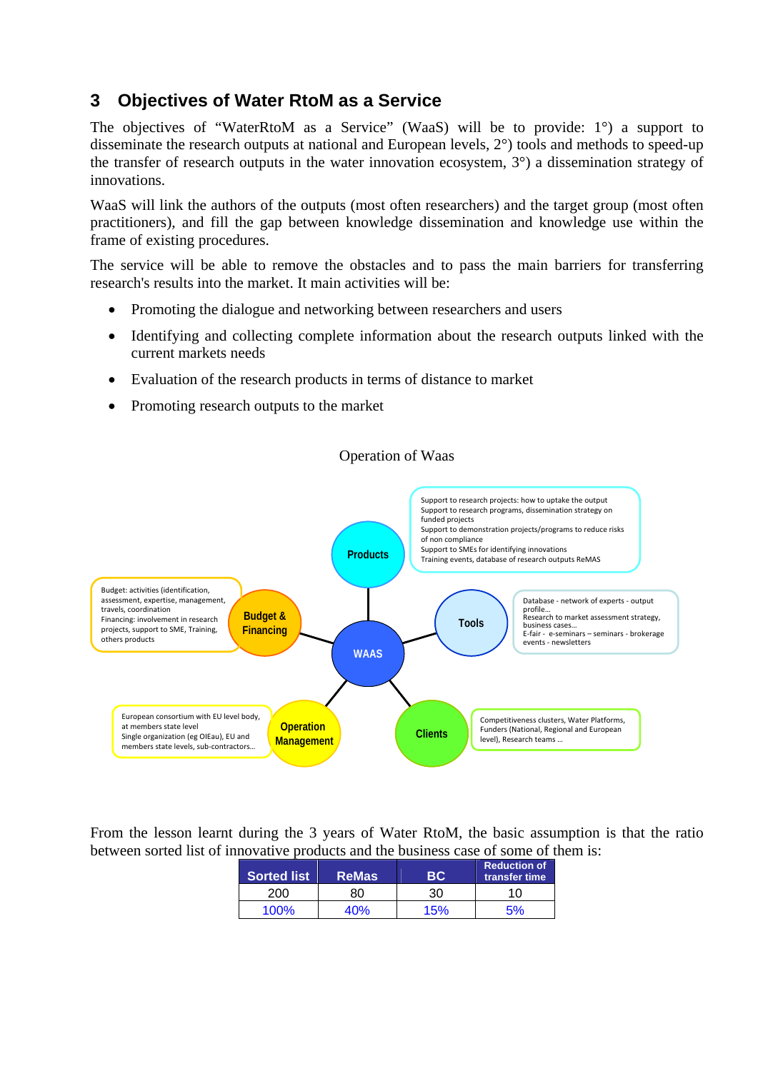## 3 Objectives of Water RtoM as a Service

The objectives of "WaterRtoM as a Service" (WaaS) will be to provide: 1°) a support to disseminate the research outputs at national and European levels, 2°) tools and methods to speed-up the transfer of research outputs in the water innovation ecosystem, 3°) a dissemination strategy of innovations.

WaaS will link the authors of the outputs (most often researchers) and the target group (most often practitioners), and fill the gap between knowledge dissemination and knowledge use within the frame of existing procedures.

The service will be able to remove the obstacles and to pass the main barriers for transferring research's results into the market. It main activities will be:

- Promoting the dialogue and networking between researchers and users
- Identifying and collecting complete information about the research outputs linked with the current markets needs
- Evaluation of the research products in terms of distance to market
- Promoting research outputs to the market

Operation of Waas

Products: Support to research projects: how to uptake the output; Support to research programs, dissemination strategy on funded projects; Support to demonstration projects/programs to reduce risks of non compliance; Support to SMEs for identifying innovations; Training events, database of research outputs ReMAS

Tools: Database - network of experts - output profile…; Research to market assessment strategy, business cases…; E-fair - e-seminars – seminars - brokerage events - newsletters

Budget & Financing: Budget: activities (identification, assessment, expertise, management, travels, coordination; Financing: involvement in research projects, support to SME, Training, others products

WAAS

Operation Management: European consortium with EU level body, at members state level; Single organization (eg OIEau), EU and members state levels, sub-contractors…

Clients: Competitiveness clusters, Water Platforms, Funders (National, Regional and European level), Research teams …

From the lesson learnt during the 3 years of Water RtoM, the basic assumption is that the ratio between sorted list of innovative products and the business case of some of them is:

| Sorted list | ReMas | BC | Reduction of transfer time |
|---|---|---|---|
| 200 | 80 | 30 | 10 |
| 100% | 40% | 15% | 5% |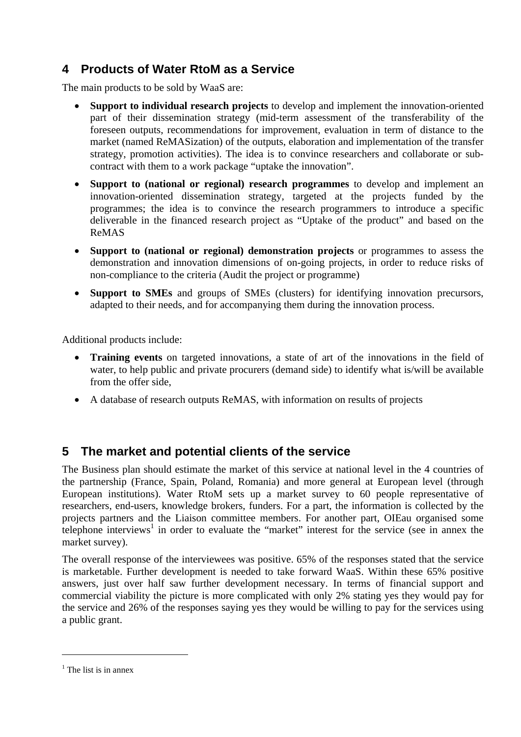## 4 Products of Water RtoM as a Service

The main products to be sold by WaaS are:

- **Support to individual research projects** to develop and implement the innovation-oriented part of their dissemination strategy (mid-term assessment of the transferability of the foreseen outputs, recommendations for improvement, evaluation in term of distance to the market (named ReMASization) of the outputs, elaboration and implementation of the transfer strategy, promotion activities). The idea is to convince researchers and collaborate or sub-contract with them to a work package "uptake the innovation".
- **Support to (national or regional) research programmes** to develop and implement an innovation-oriented dissemination strategy, targeted at the projects funded by the programmes; the idea is to convince the research programmers to introduce a specific deliverable in the financed research project as "Uptake of the product" and based on the ReMAS
- **Support to (national or regional) demonstration projects** or programmes to assess the demonstration and innovation dimensions of on-going projects, in order to reduce risks of non-compliance to the criteria (Audit the project or programme)
- **Support to SMEs** and groups of SMEs (clusters) for identifying innovation precursors, adapted to their needs, and for accompanying them during the innovation process.

Additional products include:

- **Training events** on targeted innovations, a state of art of the innovations in the field of water, to help public and private procurers (demand side) to identify what is/will be available from the offer side,
- A database of research outputs ReMAS, with information on results of projects

## 5 The market and potential clients of the service

The Business plan should estimate the market of this service at national level in the 4 countries of the partnership (France, Spain, Poland, Romania) and more general at European level (through European institutions). Water RtoM sets up a market survey to 60 people representative of researchers, end-users, knowledge brokers, funders. For a part, the information is collected by the projects partners and the Liaison committee members. For another part, OIEau organised some telephone interviews[1] in order to evaluate the "market" interest for the service (see in annex the market survey).

The overall response of the interviewees was positive. 65% of the responses stated that the service is marketable. Further development is needed to take forward WaaS. Within these 65% positive answers, just over half saw further development necessary. In terms of financial support and commercial viability the picture is more complicated with only 2% stating yes they would pay for the service and 26% of the responses saying yes they would be willing to pay for the services using a public grant.

[1] The list is in annex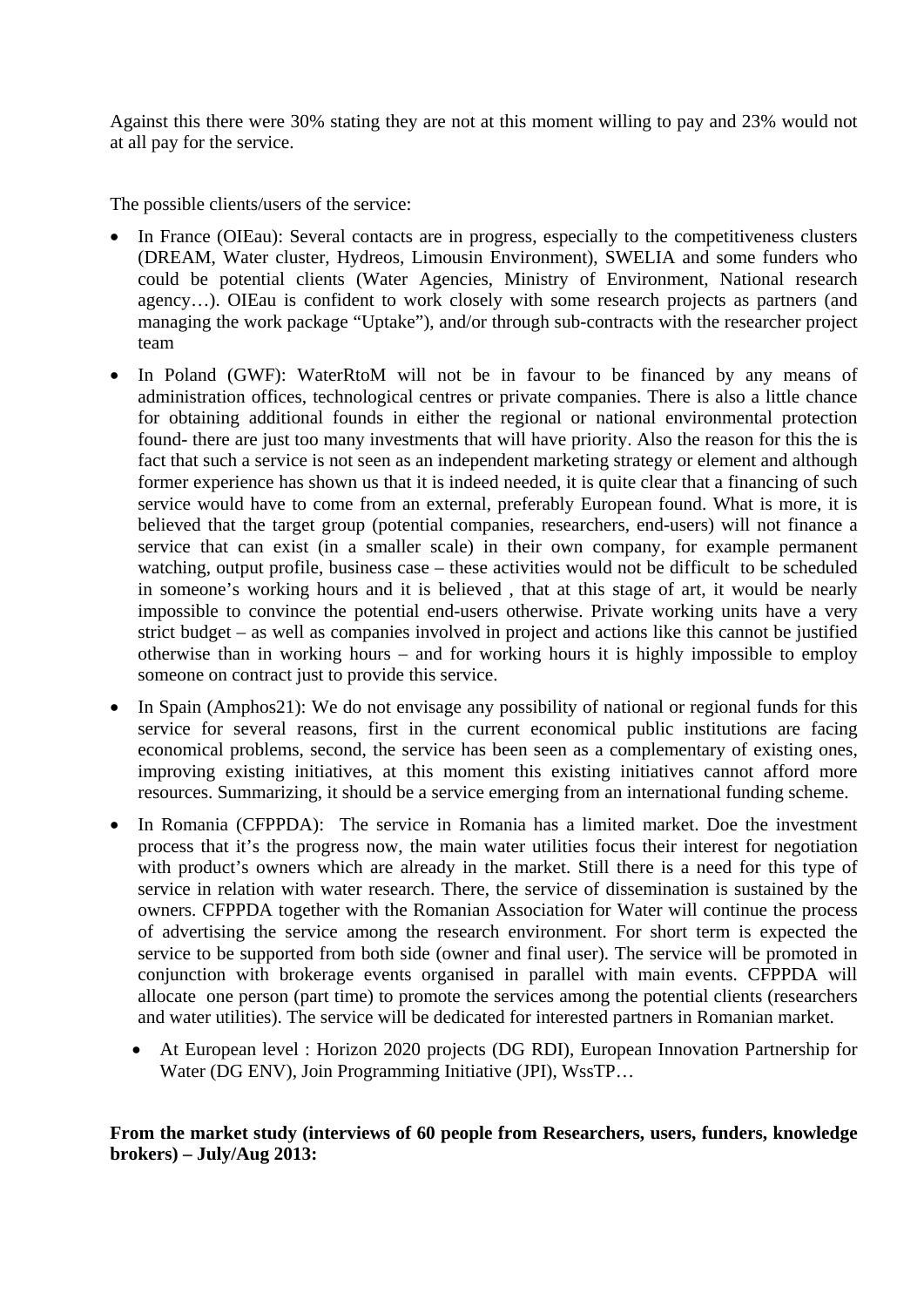Against this there were 30% stating they are not at this moment willing to pay and 23% would not at all pay for the service.

The possible clients/users of the service:

- In France (OIEau): Several contacts are in progress, especially to the competitiveness clusters (DREAM, Water cluster, Hydreos, Limousin Environment), SWELIA and some funders who could be potential clients (Water Agencies, Ministry of Environment, National research agency…). OIEau is confident to work closely with some research projects as partners (and managing the work package "Uptake"), and/or through sub-contracts with the researcher project team
- In Poland (GWF): WaterRtoM will not be in favour to be financed by any means of administration offices, technological centres or private companies. There is also a little chance for obtaining additional founds in either the regional or national environmental protection found- there are just too many investments that will have priority. Also the reason for this the is fact that such a service is not seen as an independent marketing strategy or element and although former experience has shown us that it is indeed needed, it is quite clear that a financing of such service would have to come from an external, preferably European found. What is more, it is believed that the target group (potential companies, researchers, end-users) will not finance a service that can exist (in a smaller scale) in their own company, for example permanent watching, output profile, business case – these activities would not be difficult to be scheduled in someone's working hours and it is believed , that at this stage of art, it would be nearly impossible to convince the potential end-users otherwise. Private working units have a very strict budget – as well as companies involved in project and actions like this cannot be justified otherwise than in working hours – and for working hours it is highly impossible to employ someone on contract just to provide this service.
- In Spain (Amphos21): We do not envisage any possibility of national or regional funds for this service for several reasons, first in the current economical public institutions are facing economical problems, second, the service has been seen as a complementary of existing ones, improving existing initiatives, at this moment this existing initiatives cannot afford more resources. Summarizing, it should be a service emerging from an international funding scheme.
- In Romania (CFPPDA): The service in Romania has a limited market. Doe the investment process that it's the progress now, the main water utilities focus their interest for negotiation with product's owners which are already in the market. Still there is a need for this type of service in relation with water research. There, the service of dissemination is sustained by the owners. CFPPDA together with the Romanian Association for Water will continue the process of advertising the service among the research environment. For short term is expected the service to be supported from both side (owner and final user). The service will be promoted in conjunction with brokerage events organised in parallel with main events. CFPPDA will allocate one person (part time) to promote the services among the potential clients (researchers and water utilities). The service will be dedicated for interested partners in Romanian market.
    - At European level : Horizon 2020 projects (DG RDI), European Innovation Partnership for Water (DG ENV), Join Programming Initiative (JPI), WssTP…

**From the market study (interviews of 60 people from Researchers, users, funders, knowledge brokers) – July/Aug 2013:**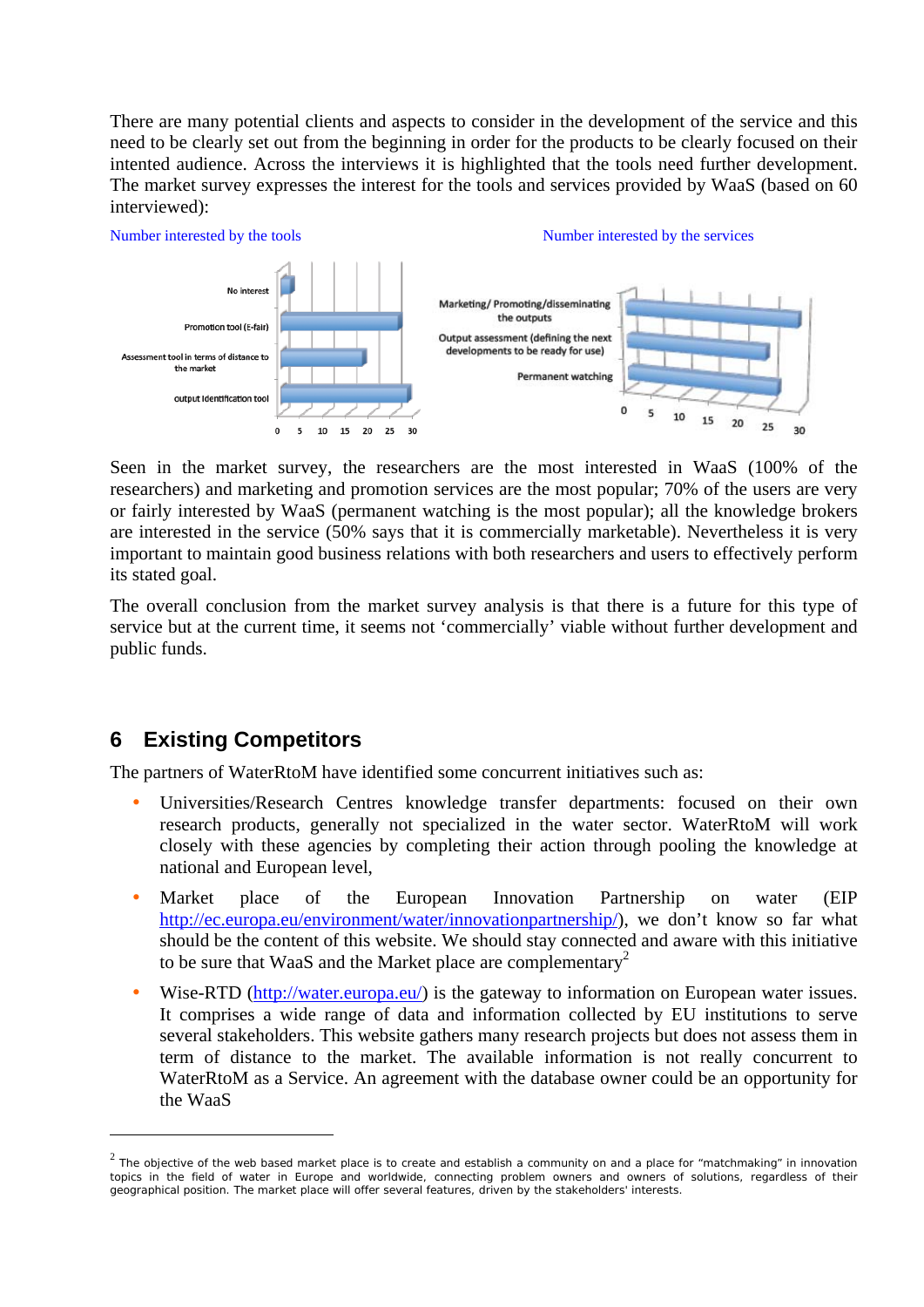There are many potential clients and aspects to consider in the development of the service and this need to be clearly set out from the beginning in order for the products to be clearly focused on their intented audience. Across the interviews it is highlighted that the tools need further development. The market survey expresses the interest for the tools and services provided by WaaS (based on 60 interviewed):

Number interested by the tools

Number interested by the services

Seen in the market survey, the researchers are the most interested in WaaS (100% of the researchers) and marketing and promotion services are the most popular; 70% of the users are very or fairly interested by WaaS (permanent watching is the most popular); all the knowledge brokers are interested in the service (50% says that it is commercially marketable). Nevertheless it is very important to maintain good business relations with both researchers and users to effectively perform its stated goal.

The overall conclusion from the market survey analysis is that there is a future for this type of service but at the current time, it seems not 'commercially' viable without further development and public funds.

## 6 Existing Competitors

The partners of WaterRtoM have identified some concurrent initiatives such as:

- Universities/Research Centres knowledge transfer departments: focused on their own research products, generally not specialized in the water sector. WaterRtoM will work closely with these agencies by completing their action through pooling the knowledge at national and European level,
- Market place of the European Innovation Partnership on water (EIP http://ec.europa.eu/environment/water/innovationpartnership/), we don't know so far what should be the content of this website. We should stay connected and aware with this initiative to be sure that WaaS and the Market place are complementary[2]
- Wise-RTD (http://water.europa.eu/) is the gateway to information on European water issues. It comprises a wide range of data and information collected by EU institutions to serve several stakeholders. This website gathers many research projects but does not assess them in term of distance to the market. The available information is not really concurrent to WaterRtoM as a Service. An agreement with the database owner could be an opportunity for the WaaS

[2] The objective of the web based market place is to create and establish a community on and a place for "matchmaking" in innovation topics in the field of water in Europe and worldwide, connecting problem owners and owners of solutions, regardless of their geographical position. The market place will offer several features, driven by the stakeholders' interests.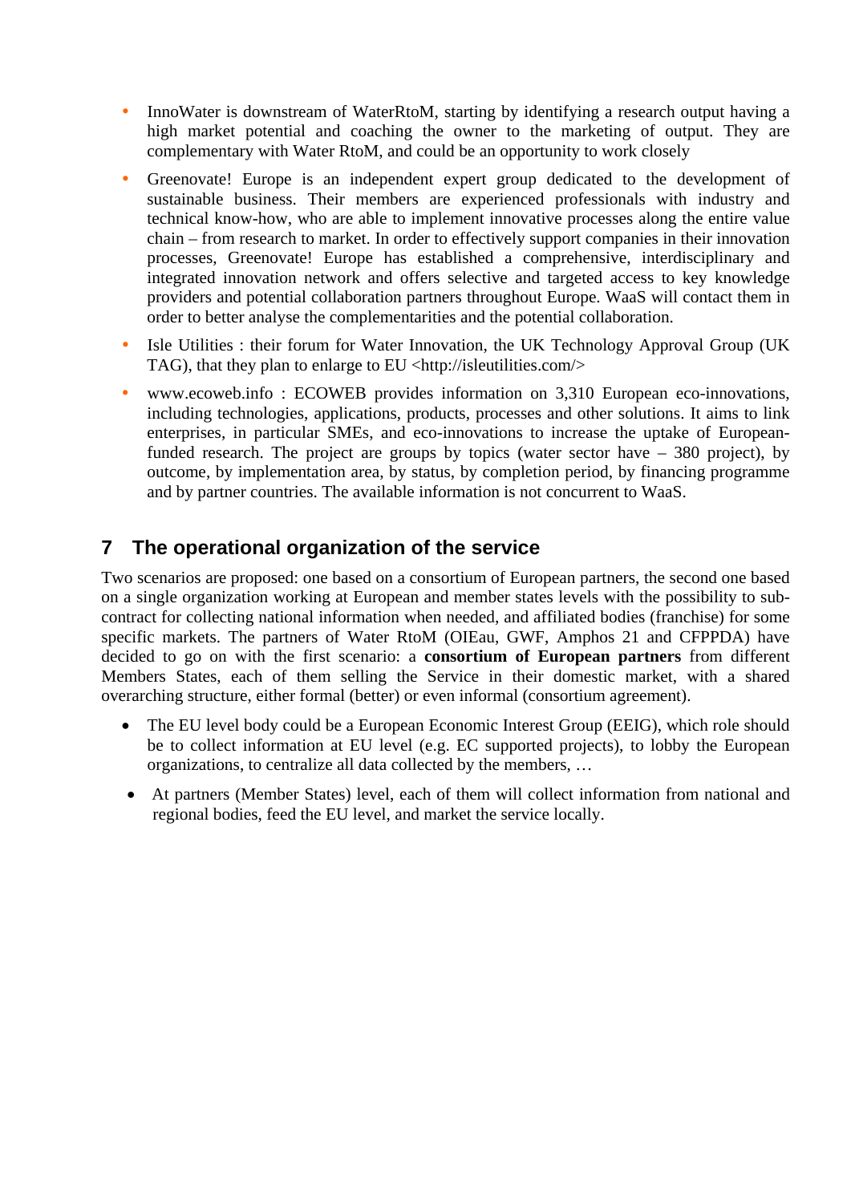- InnoWater is downstream of WaterRtoM, starting by identifying a research output having a high market potential and coaching the owner to the marketing of output. They are complementary with Water RtoM, and could be an opportunity to work closely
- Greenovate! Europe is an independent expert group dedicated to the development of sustainable business. Their members are experienced professionals with industry and technical know-how, who are able to implement innovative processes along the entire value chain – from research to market. In order to effectively support companies in their innovation processes, Greenovate! Europe has established a comprehensive, interdisciplinary and integrated innovation network and offers selective and targeted access to key knowledge providers and potential collaboration partners throughout Europe. WaaS will contact them in order to better analyse the complementarities and the potential collaboration.
- Isle Utilities : their forum for Water Innovation, the UK Technology Approval Group (UK TAG), that they plan to enlarge to EU <http://isleutilities.com/>
- www.ecoweb.info : ECOWEB provides information on 3,310 European eco-innovations, including technologies, applications, products, processes and other solutions. It aims to link enterprises, in particular SMEs, and eco-innovations to increase the uptake of European-funded research. The project are groups by topics (water sector have – 380 project), by outcome, by implementation area, by status, by completion period, by financing programme and by partner countries. The available information is not concurrent to WaaS.

## 7 The operational organization of the service

Two scenarios are proposed: one based on a consortium of European partners, the second one based on a single organization working at European and member states levels with the possibility to sub-contract for collecting national information when needed, and affiliated bodies (franchise) for some specific markets. The partners of Water RtoM (OIEau, GWF, Amphos 21 and CFPPDA) have decided to go on with the first scenario: a **consortium of European partners** from different Members States, each of them selling the Service in their domestic market, with a shared overarching structure, either formal (better) or even informal (consortium agreement).

- The EU level body could be a European Economic Interest Group (EEIG), which role should be to collect information at EU level (e.g. EC supported projects), to lobby the European organizations, to centralize all data collected by the members, …
- At partners (Member States) level, each of them will collect information from national and regional bodies, feed the EU level, and market the service locally.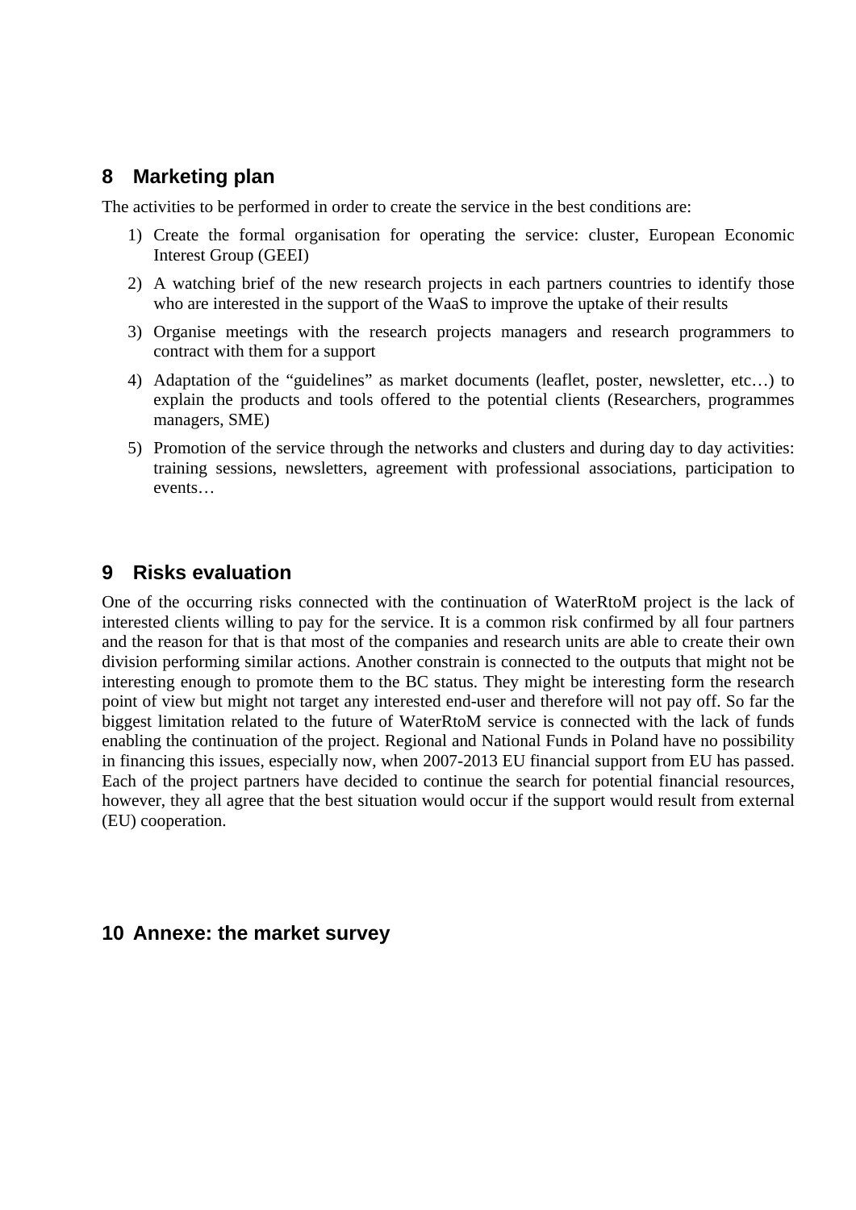## 8 Marketing plan

The activities to be performed in order to create the service in the best conditions are:

1) Create the formal organisation for operating the service: cluster, European Economic Interest Group (GEEI)
2) A watching brief of the new research projects in each partners countries to identify those who are interested in the support of the WaaS to improve the uptake of their results
3) Organise meetings with the research projects managers and research programmers to contract with them for a support
4) Adaptation of the "guidelines" as market documents (leaflet, poster, newsletter, etc…) to explain the products and tools offered to the potential clients (Researchers, programmes managers, SME)
5) Promotion of the service through the networks and clusters and during day to day activities: training sessions, newsletters, agreement with professional associations, participation to events…

## 9 Risks evaluation

One of the occurring risks connected with the continuation of WaterRtoM project is the lack of interested clients willing to pay for the service. It is a common risk confirmed by all four partners and the reason for that is that most of the companies and research units are able to create their own division performing similar actions. Another constrain is connected to the outputs that might not be interesting enough to promote them to the BC status. They might be interesting form the research point of view but might not target any interested end-user and therefore will not pay off. So far the biggest limitation related to the future of WaterRtoM service is connected with the lack of funds enabling the continuation of the project. Regional and National Funds in Poland have no possibility in financing this issues, especially now, when 2007-2013 EU financial support from EU has passed. Each of the project partners have decided to continue the search for potential financial resources, however, they all agree that the best situation would occur if the support would result from external (EU) cooperation.

## 10 Annexe: the market survey